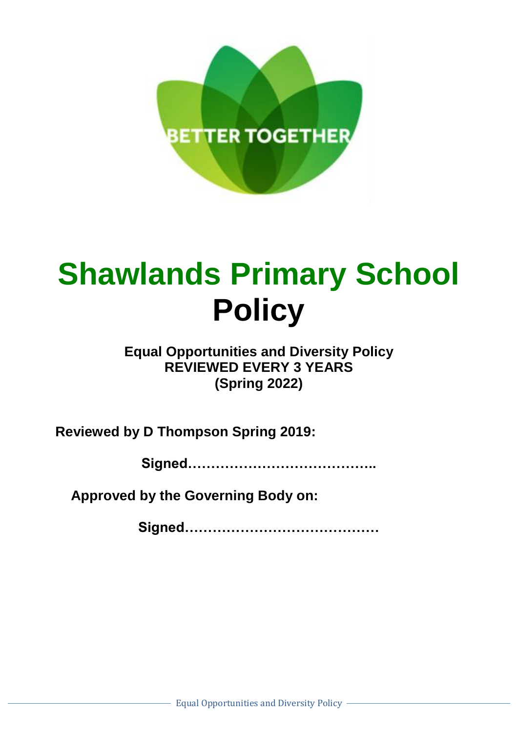BETTER TOGETHER

# Shawlands Primary School
# Policy

**Equal Opportunities and Diversity Policy**
**REVIEWED EVERY 3 YEARS**
**(Spring 2022)**

**Reviewed by D Thompson Spring 2019:**

**Signed…………………………………..**

**Approved by the Governing Body on:**

**Signed……………………………………**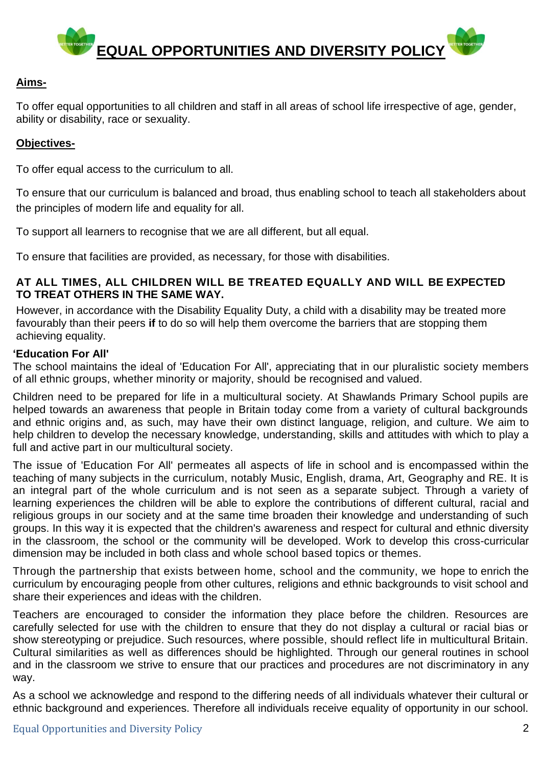# EQUAL OPPORTUNITIES AND DIVERSITY POLICY

**Aims-**

To offer equal opportunities to all children and staff in all areas of school life irrespective of age, gender, ability or disability, race or sexuality.

**Objectives-**

To offer equal access to the curriculum to all.

To ensure that our curriculum is balanced and broad, thus enabling school to teach all stakeholders about the principles of modern life and equality for all.

To support all learners to recognise that we are all different, but all equal.

To ensure that facilities are provided, as necessary, for those with disabilities.

**AT ALL TIMES, ALL CHILDREN WILL BE TREATED EQUALLY AND WILL BE EXPECTED TO TREAT OTHERS IN THE SAME WAY.**

However, in accordance with the Disability Equality Duty, a child with a disability may be treated more favourably than their peers **if** to do so will help them overcome the barriers that are stopping them achieving equality.

**'Education For All'**

The school maintains the ideal of 'Education For All', appreciating that in our pluralistic society members of all ethnic groups, whether minority or majority, should be recognised and valued.

Children need to be prepared for life in a multicultural society. At Shawlands Primary School pupils are helped towards an awareness that people in Britain today come from a variety of cultural backgrounds and ethnic origins and, as such, may have their own distinct language, religion, and culture. We aim to help children to develop the necessary knowledge, understanding, skills and attitudes with which to play a full and active part in our multicultural society.

The issue of 'Education For All' permeates all aspects of life in school and is encompassed within the teaching of many subjects in the curriculum, notably Music, English, drama, Art, Geography and RE. It is an integral part of the whole curriculum and is not seen as a separate subject. Through a variety of learning experiences the children will be able to explore the contributions of different cultural, racial and religious groups in our society and at the same time broaden their knowledge and understanding of such groups. In this way it is expected that the children's awareness and respect for cultural and ethnic diversity in the classroom, the school or the community will be developed. Work to develop this cross-curricular dimension may be included in both class and whole school based topics or themes.

Through the partnership that exists between home, school and the community, we hope to enrich the curriculum by encouraging people from other cultures, religions and ethnic backgrounds to visit school and share their experiences and ideas with the children.

Teachers are encouraged to consider the information they place before the children. Resources are carefully selected for use with the children to ensure that they do not display a cultural or racial bias or show stereotyping or prejudice. Such resources, where possible, should reflect life in multicultural Britain. Cultural similarities as well as differences should be highlighted. Through our general routines in school and in the classroom we strive to ensure that our practices and procedures are not discriminatory in any way.

As a school we acknowledge and respond to the differing needs of all individuals whatever their cultural or ethnic background and experiences. Therefore all individuals receive equality of opportunity in our school.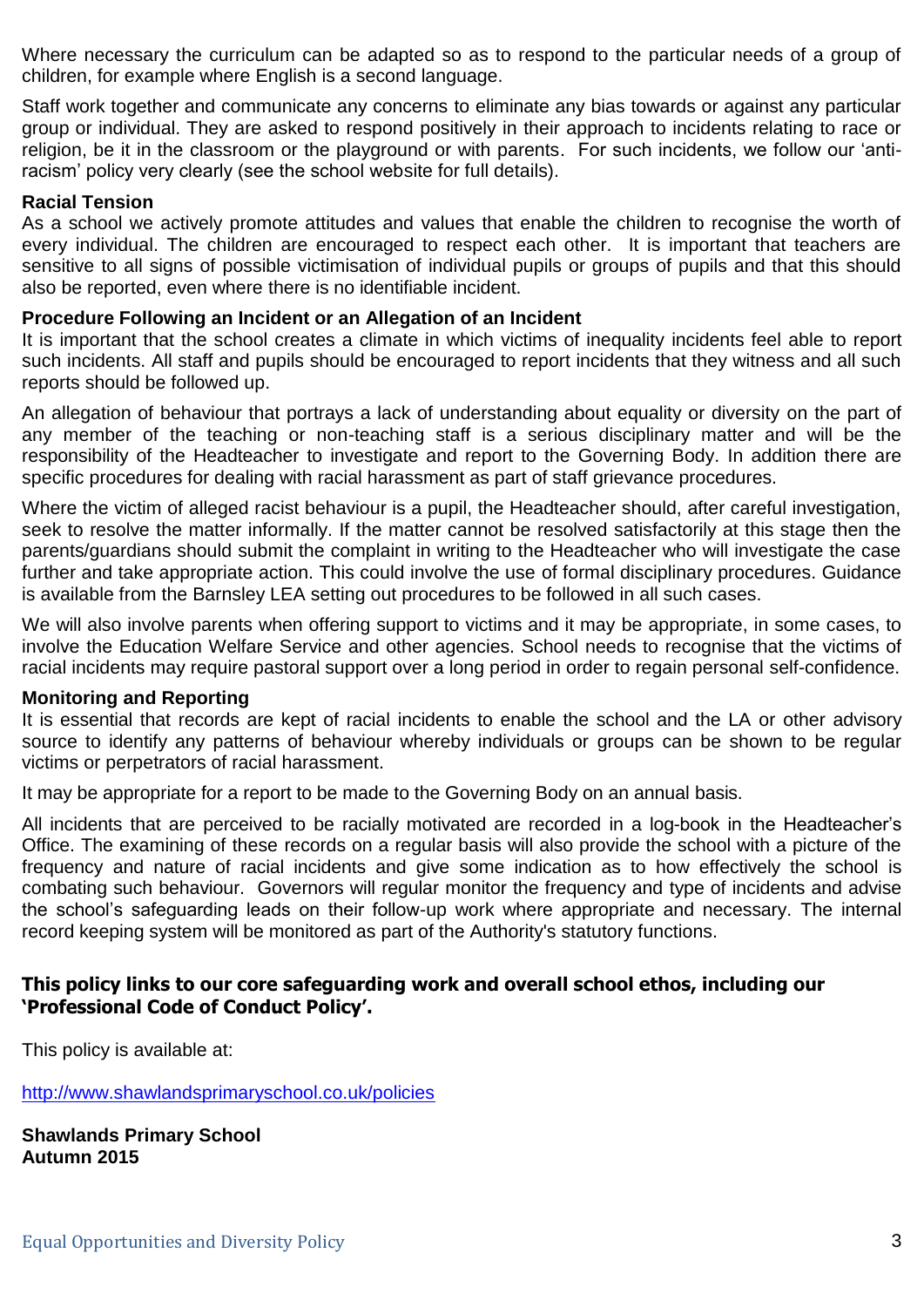Where necessary the curriculum can be adapted so as to respond to the particular needs of a group of children, for example where English is a second language.

Staff work together and communicate any concerns to eliminate any bias towards or against any particular group or individual. They are asked to respond positively in their approach to incidents relating to race or religion, be it in the classroom or the playground or with parents. For such incidents, we follow our 'anti-racism' policy very clearly (see the school website for full details).

**Racial Tension**

As a school we actively promote attitudes and values that enable the children to recognise the worth of every individual. The children are encouraged to respect each other. It is important that teachers are sensitive to all signs of possible victimisation of individual pupils or groups of pupils and that this should also be reported, even where there is no identifiable incident.

**Procedure Following an Incident or an Allegation of an Incident**

It is important that the school creates a climate in which victims of inequality incidents feel able to report such incidents. All staff and pupils should be encouraged to report incidents that they witness and all such reports should be followed up.

An allegation of behaviour that portrays a lack of understanding about equality or diversity on the part of any member of the teaching or non-teaching staff is a serious disciplinary matter and will be the responsibility of the Headteacher to investigate and report to the Governing Body. In addition there are specific procedures for dealing with racial harassment as part of staff grievance procedures.

Where the victim of alleged racist behaviour is a pupil, the Headteacher should, after careful investigation, seek to resolve the matter informally. If the matter cannot be resolved satisfactorily at this stage then the parents/guardians should submit the complaint in writing to the Headteacher who will investigate the case further and take appropriate action. This could involve the use of formal disciplinary procedures. Guidance is available from the Barnsley LEA setting out procedures to be followed in all such cases.

We will also involve parents when offering support to victims and it may be appropriate, in some cases, to involve the Education Welfare Service and other agencies. School needs to recognise that the victims of racial incidents may require pastoral support over a long period in order to regain personal self-confidence.

**Monitoring and Reporting**

It is essential that records are kept of racial incidents to enable the school and the LA or other advisory source to identify any patterns of behaviour whereby individuals or groups can be shown to be regular victims or perpetrators of racial harassment.

It may be appropriate for a report to be made to the Governing Body on an annual basis.

All incidents that are perceived to be racially motivated are recorded in a log-book in the Headteacher's Office. The examining of these records on a regular basis will also provide the school with a picture of the frequency and nature of racial incidents and give some indication as to how effectively the school is combating such behaviour. Governors will regular monitor the frequency and type of incidents and advise the school's safeguarding leads on their follow-up work where appropriate and necessary. The internal record keeping system will be monitored as part of the Authority's statutory functions.

**This policy links to our core safeguarding work and overall school ethos, including our 'Professional Code of Conduct Policy'.**

This policy is available at:

http://www.shawlandsprimaryschool.co.uk/policies

**Shawlands Primary School**
**Autumn 2015**